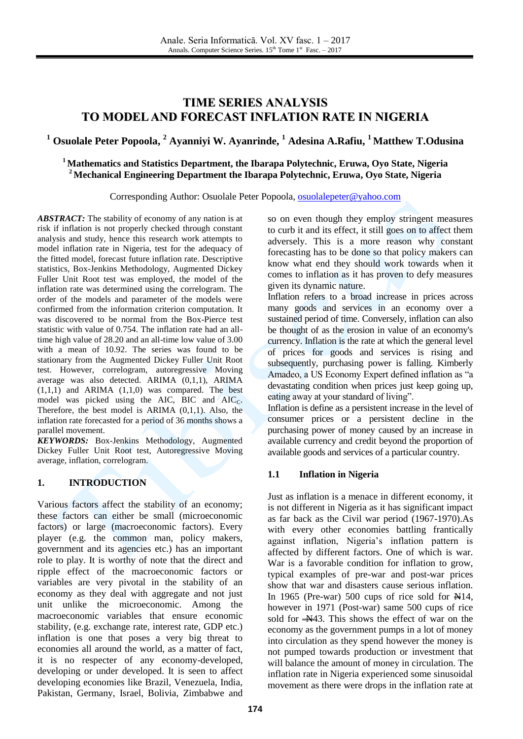# TIME SERIES ANALYSIS TO MODEL AND FORECAST INFLATION RATE IN NIGERIA

**[1] Osuolale Peter Popoola, [2] Ayanniyi W. Ayanrinde, [1] Adesina A.Rafiu, [1] Matthew T.Odusina**

**[1] Mathematics and Statistics Department, the Ibarapa Polytechnic, Eruwa, Oyo State, Nigeria**
**[2] Mechanical Engineering Department the Ibarapa Polytechnic, Eruwa, Oyo State, Nigeria**

Corresponding Author: Osuolale Peter Popoola, osuolalepeter@yahoo.com

***ABSTRACT:*** The stability of economy of any nation is at risk if inflation is not properly checked through constant analysis and study, hence this research work attempts to model inflation rate in Nigeria, test for the adequacy of the fitted model, forecast future inflation rate. Descriptive statistics, Box-Jenkins Methodology, Augmented Dickey Fuller Unit Root test was employed, the model of the inflation rate was determined using the correlogram. The order of the models and parameter of the models were confirmed from the information criterion computation. It was discovered to be normal from the Box-Pierce test statistic with value of 0.754. The inflation rate had an all-time high value of 28.20 and an all-time low value of 3.00 with a mean of 10.92. The series was found to be stationary from the Augmented Dickey Fuller Unit Root test. However, correlogram, autoregressive Moving average was also detected. ARIMA (0,1,1), ARIMA (1,1,1) and ARIMA (1,1,0) was compared. The best model was picked using the AIC, BIC and $AIC_C$. Therefore, the best model is ARIMA (0,1,1). Also, the inflation rate forecasted for a period of 36 months shows a parallel movement.

***KEYWORDS:*** Box-Jenkins Methodology, Augmented Dickey Fuller Unit Root test, Autoregressive Moving average, inflation, correlogram.

## 1. INTRODUCTION

Various factors affect the stability of an economy; these factors can either be small (microeconomic factors) or large (macroeconomic factors). Every player (e.g. the common man, policy makers, government and its agencies etc.) has an important role to play. It is worthy of note that the direct and ripple effect of the macroeconomic factors or variables are very pivotal in the stability of an economy as they deal with aggregate and not just unit unlike the microeconomic. Among the macroeconomic variables that ensure economic stability, (e.g. exchange rate, interest rate, GDP etc.) inflation is one that poses a very big threat to economies all around the world, as a matter of fact, it is no respecter of any economy-developed, developing or under developed. It is seen to affect developing economies like Brazil, Venezuela, India, Pakistan, Germany, Israel, Bolivia, Zimbabwe and so on even though they employ stringent measures to curb it and its effect, it still goes on to affect them adversely. This is a more reason why constant forecasting has to be done so that policy makers can know what end they should work towards when it comes to inflation as it has proven to defy measures given its dynamic nature.

Inflation refers to a broad increase in prices across many goods and services in an economy over a sustained period of time. Conversely, inflation can also be thought of as the erosion in value of an economy's currency. Inflation is the rate at which the general level of prices for goods and services is rising and subsequently, purchasing power is falling. Kimberly Amadeo, a US Economy Expert defined inflation as "a devastating condition when prices just keep going up, eating away at your standard of living".

Inflation is define as a persistent increase in the level of consumer prices or a persistent decline in the purchasing power of money caused by an increase in available currency and credit beyond the proportion of available goods and services of a particular country.

### 1.1 Inflation in Nigeria

Just as inflation is a menace in different economy, it is not different in Nigeria as it has significant impact as far back as the Civil war period (1967-1970).As with every other economies battling frantically against inflation, Nigeria's inflation pattern is affected by different factors. One of which is war. War is a favorable condition for inflation to grow, typical examples of pre-war and post-war prices show that war and disasters cause serious inflation. In 1965 (Pre-war) 500 cups of rice sold for ₦14, however in 1971 (Post-war) same 500 cups of rice sold for ₦43. This shows the effect of war on the economy as the government pumps in a lot of money into circulation as they spend however the money is not pumped towards production or investment that will balance the amount of money in circulation. The inflation rate in Nigeria experienced some sinusoidal movement as there were drops in the inflation rate at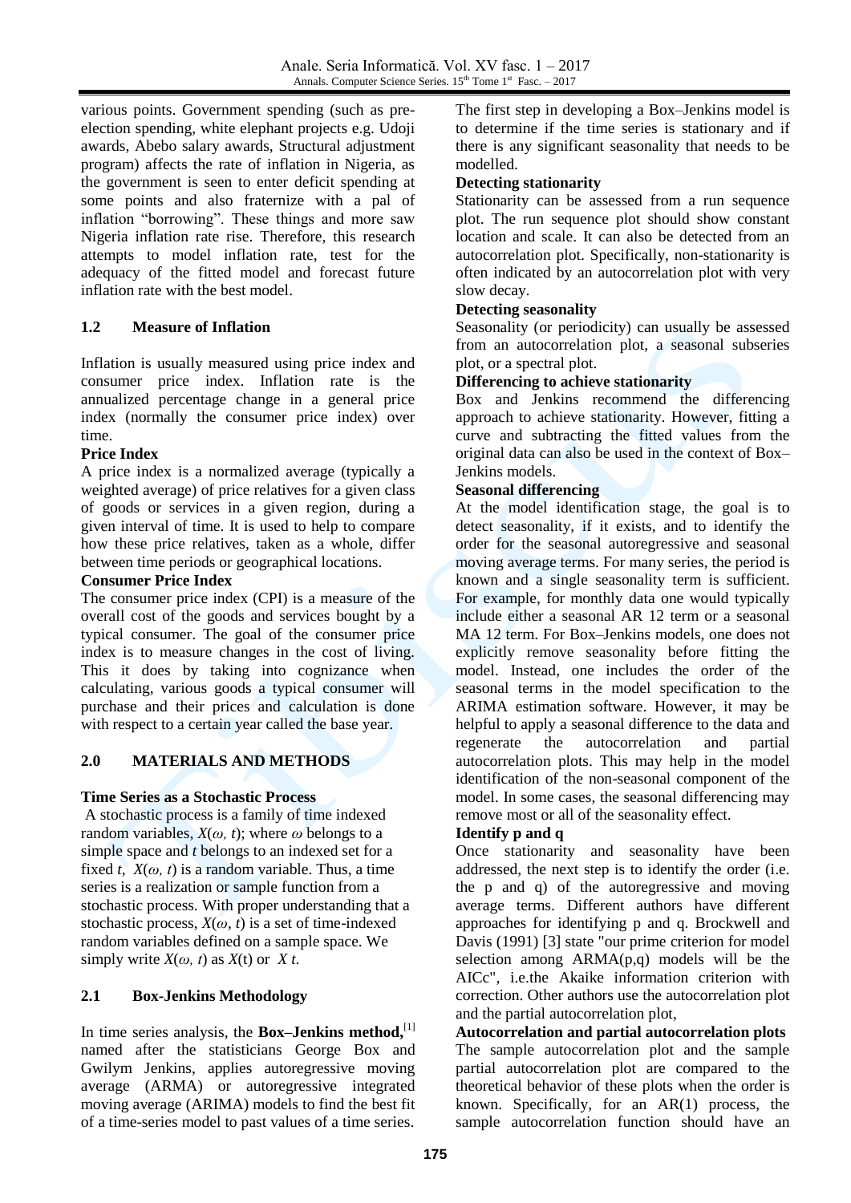various points. Government spending (such as pre-election spending, white elephant projects e.g. Udoji awards, Abebo salary awards, Structural adjustment program) affects the rate of inflation in Nigeria, as the government is seen to enter deficit spending at some points and also fraternize with a pal of inflation "borrowing". These things and more saw Nigeria inflation rate rise. Therefore, this research attempts to model inflation rate, test for the adequacy of the fitted model and forecast future inflation rate with the best model.

## 1.2 Measure of Inflation

Inflation is usually measured using price index and consumer price index. Inflation rate is the annualized percentage change in a general price index (normally the consumer price index) over time.

**Price Index**

A price index is a normalized average (typically a weighted average) of price relatives for a given class of goods or services in a given region, during a given interval of time. It is used to help to compare how these price relatives, taken as a whole, differ between time periods or geographical locations.

**Consumer Price Index**

The consumer price index (CPI) is a measure of the overall cost of the goods and services bought by a typical consumer. The goal of the consumer price index is to measure changes in the cost of living. This it does by taking into cognizance when calculating, various goods a typical consumer will purchase and their prices and calculation is done with respect to a certain year called the base year.

## 2.0 MATERIALS AND METHODS

**Time Series as a Stochastic Process**

A stochastic process is a family of time indexed random variables, $X(\omega, t)$; where $\omega$ belongs to a simple space and $t$ belongs to an indexed set for a fixed $t$, $X(\omega, t)$ is a random variable. Thus, a time series is a realization or sample function from a stochastic process. With proper understanding that a stochastic process, $X(\omega, t)$ is a set of time-indexed random variables defined on a sample space. We simply write $X(\omega, t)$ as $X(t)$ or $X\ t$.

## 2.1 Box-Jenkins Methodology

In time series analysis, the **Box–Jenkins method,**[1] named after the statisticians George Box and Gwilym Jenkins, applies autoregressive moving average (ARMA) or autoregressive integrated moving average (ARIMA) models to find the best fit of a time-series model to past values of a time series.

The first step in developing a Box–Jenkins model is to determine if the time series is stationary and if there is any significant seasonality that needs to be modelled.

**Detecting stationarity**

Stationarity can be assessed from a run sequence plot. The run sequence plot should show constant location and scale. It can also be detected from an autocorrelation plot. Specifically, non-stationarity is often indicated by an autocorrelation plot with very slow decay.

**Detecting seasonality**

Seasonality (or periodicity) can usually be assessed from an autocorrelation plot, a seasonal subseries plot, or a spectral plot.

**Differencing to achieve stationarity**

Box and Jenkins recommend the differencing approach to achieve stationarity. However, fitting a curve and subtracting the fitted values from the original data can also be used in the context of Box–Jenkins models.

**Seasonal differencing**

At the model identification stage, the goal is to detect seasonality, if it exists, and to identify the order for the seasonal autoregressive and seasonal moving average terms. For many series, the period is known and a single seasonality term is sufficient. For example, for monthly data one would typically include either a seasonal AR 12 term or a seasonal MA 12 term. For Box–Jenkins models, one does not explicitly remove seasonality before fitting the model. Instead, one includes the order of the seasonal terms in the model specification to the ARIMA estimation software. However, it may be helpful to apply a seasonal difference to the data and regenerate the autocorrelation and partial autocorrelation plots. This may help in the model identification of the non-seasonal component of the model. In some cases, the seasonal differencing may remove most or all of the seasonality effect.

**Identify p and q**

Once stationarity and seasonality have been addressed, the next step is to identify the order (i.e. the p and q) of the autoregressive and moving average terms. Different authors have different approaches for identifying p and q. Brockwell and Davis (1991) [3] state "our prime criterion for model selection among ARMA(p,q) models will be the AICc", i.e.the Akaike information criterion with correction. Other authors use the autocorrelation plot and the partial autocorrelation plot,

**Autocorrelation and partial autocorrelation plots**

The sample autocorrelation plot and the sample partial autocorrelation plot are compared to the theoretical behavior of these plots when the order is known. Specifically, for an AR(1) process, the sample autocorrelation function should have an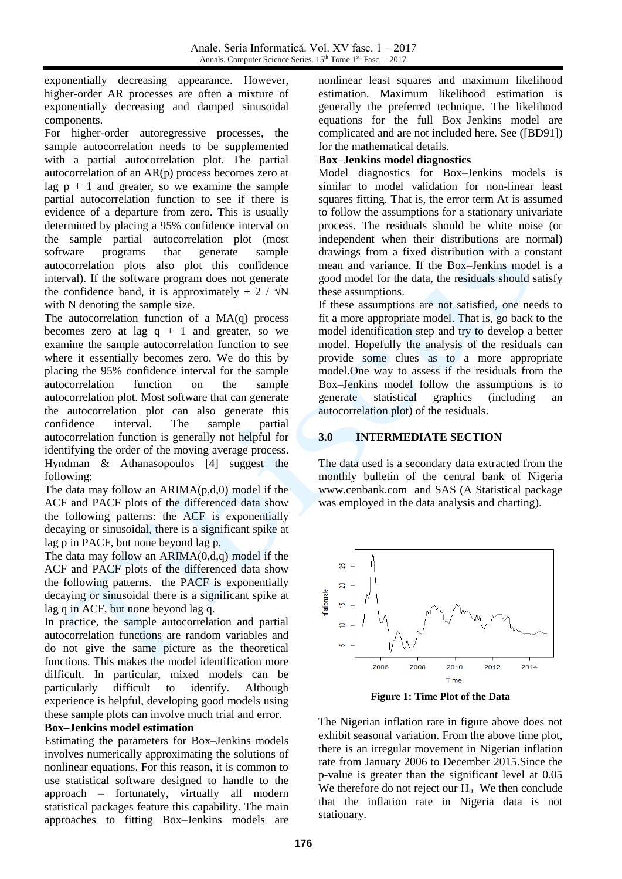exponentially decreasing appearance. However, higher-order AR processes are often a mixture of exponentially decreasing and damped sinusoidal components.

For higher-order autoregressive processes, the sample autocorrelation needs to be supplemented with a partial autocorrelation plot. The partial autocorrelation of an AR(p) process becomes zero at lag p + 1 and greater, so we examine the sample partial autocorrelation function to see if there is evidence of a departure from zero. This is usually determined by placing a 95% confidence interval on the sample partial autocorrelation plot (most software programs that generate sample autocorrelation plots also plot this confidence interval). If the software program does not generate the confidence band, it is approximately $\pm 2 / \sqrt{N}$ with N denoting the sample size.

The autocorrelation function of a MA(q) process becomes zero at lag q + 1 and greater, so we examine the sample autocorrelation function to see where it essentially becomes zero. We do this by placing the 95% confidence interval for the sample autocorrelation function on the sample autocorrelation plot. Most software that can generate the autocorrelation plot can also generate this confidence interval. The sample partial autocorrelation function is generally not helpful for identifying the order of the moving average process.

Hyndman & Athanasopoulos [4] suggest the following:

The data may follow an ARIMA(p,d,0) model if the ACF and PACF plots of the differenced data show the following patterns: the ACF is exponentially decaying or sinusoidal, there is a significant spike at lag p in PACF, but none beyond lag p.

The data may follow an ARIMA(0,d,q) model if the ACF and PACF plots of the differenced data show the following patterns. the PACF is exponentially decaying or sinusoidal there is a significant spike at lag q in ACF, but none beyond lag q.

In practice, the sample autocorrelation and partial autocorrelation functions are random variables and do not give the same picture as the theoretical functions. This makes the model identification more difficult. In particular, mixed models can be particularly difficult to identify. Although experience is helpful, developing good models using these sample plots can involve much trial and error.

**Box–Jenkins model estimation**

Estimating the parameters for Box–Jenkins models involves numerically approximating the solutions of nonlinear equations. For this reason, it is common to use statistical software designed to handle to the approach – fortunately, virtually all modern statistical packages feature this capability. The main approaches to fitting Box–Jenkins models are nonlinear least squares and maximum likelihood estimation. Maximum likelihood estimation is generally the preferred technique. The likelihood equations for the full Box–Jenkins model are complicated and are not included here. See ([BD91]) for the mathematical details.

**Box–Jenkins model diagnostics**

Model diagnostics for Box–Jenkins models is similar to model validation for non-linear least squares fitting. That is, the error term At is assumed to follow the assumptions for a stationary univariate process. The residuals should be white noise (or independent when their distributions are normal) drawings from a fixed distribution with a constant mean and variance. If the Box–Jenkins model is a good model for the data, the residuals should satisfy these assumptions.

If these assumptions are not satisfied, one needs to fit a more appropriate model. That is, go back to the model identification step and try to develop a better model. Hopefully the analysis of the residuals can provide some clues as to a more appropriate model.One way to assess if the residuals from the Box–Jenkins model follow the assumptions is to generate statistical graphics (including an autocorrelation plot) of the residuals.

## 3.0 INTERMEDIATE SECTION

The data used is a secondary data extracted from the monthly bulletin of the central bank of Nigeria www.cenbank.com and SAS (A Statistical package was employed in the data analysis and charting).

**Figure 1: Time Plot of the Data**

The Nigerian inflation rate in figure above does not exhibit seasonal variation. From the above time plot, there is an irregular movement in Nigerian inflation rate from January 2006 to December 2015.Since the p-value is greater than the significant level at 0.05 We therefore do not reject our $H_0$. We then conclude that the inflation rate in Nigeria data is not stationary.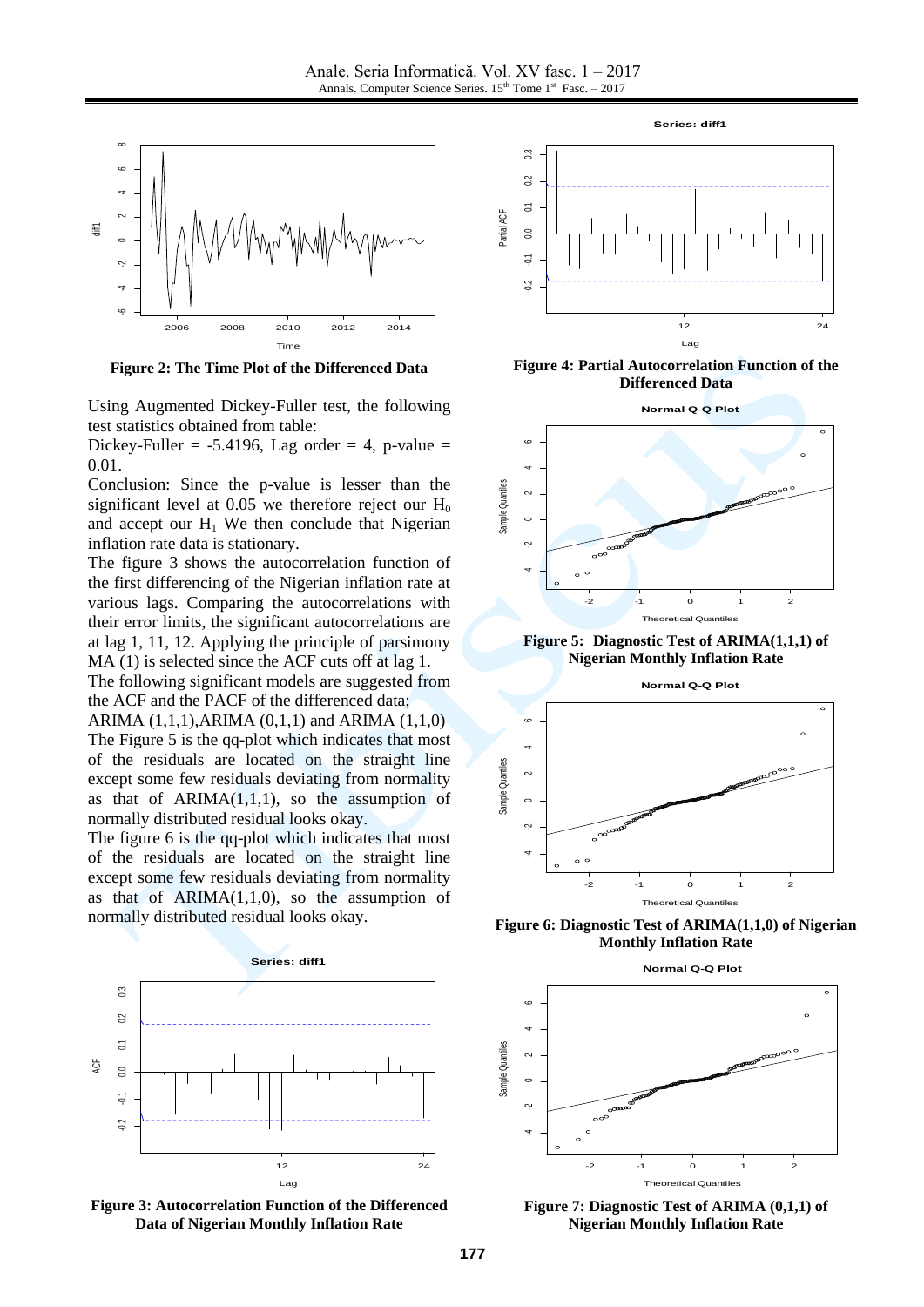Figure 2: The Time Plot of the Differenced Data

Using Augmented Dickey-Fuller test, the following test statistics obtained from table:

Dickey-Fuller = -5.4196, Lag order = 4, p-value = 0.01.

Conclusion: Since the p-value is lesser than the significant level at 0.05 we therefore reject our $H_0$ and accept our $H_1$ We then conclude that Nigerian inflation rate data is stationary.

The figure 3 shows the autocorrelation function of the first differencing of the Nigerian inflation rate at various lags. Comparing the autocorrelations with their error limits, the significant autocorrelations are at lag 1, 11, 12. Applying the principle of parsimony MA (1) is selected since the ACF cuts off at lag 1.

The following significant models are suggested from the ACF and the PACF of the differenced data;

ARIMA (1,1,1),ARIMA (0,1,1) and ARIMA (1,1,0)

The Figure 5 is the qq-plot which indicates that most of the residuals are located on the straight line except some few residuals deviating from normality as that of ARIMA(1,1,1), so the assumption of normally distributed residual looks okay.

The figure 6 is the qq-plot which indicates that most of the residuals are located on the straight line except some few residuals deviating from normality as that of ARIMA(1,1,0), so the assumption of normally distributed residual looks okay.

Figure 3: Autocorrelation Function of the Differenced Data of Nigerian Monthly Inflation Rate

Figure 4: Partial Autocorrelation Function of the Differenced Data

Figure 5: Diagnostic Test of ARIMA(1,1,1) of Nigerian Monthly Inflation Rate

Figure 6: Diagnostic Test of ARIMA(1,1,0) of Nigerian Monthly Inflation Rate

Figure 7: Diagnostic Test of ARIMA (0,1,1) of Nigerian Monthly Inflation Rate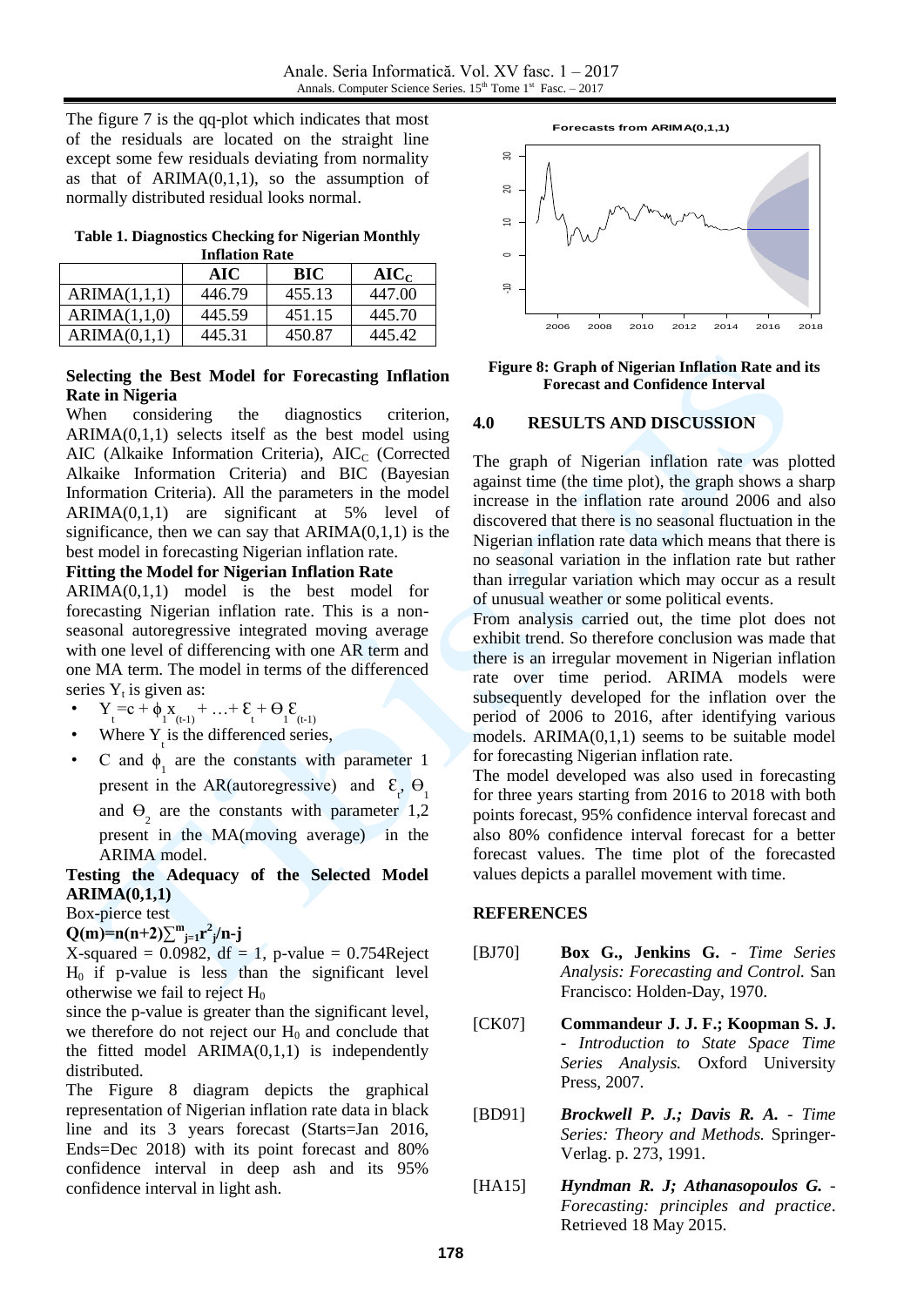The figure 7 is the qq-plot which indicates that most of the residuals are located on the straight line except some few residuals deviating from normality as that of ARIMA(0,1,1), so the assumption of normally distributed residual looks normal.

**Table 1. Diagnostics Checking for Nigerian Monthly Inflation Rate**

| | AIC | BIC | $AIC_C$ |
|---|---|---|---|
| ARIMA(1,1,1) | 446.79 | 455.13 | 447.00 |
| ARIMA(1,1,0) | 445.59 | 451.15 | 445.70 |
| ARIMA(0,1,1) | 445.31 | 450.87 | 445.42 |

**Selecting the Best Model for Forecasting Inflation Rate in Nigeria**

When considering the diagnostics criterion, ARIMA(0,1,1) selects itself as the best model using AIC (Alkaike Information Criteria), $AIC_C$ (Corrected Alkaike Information Criteria) and BIC (Bayesian Information Criteria). All the parameters in the model ARIMA(0,1,1) are significant at 5% level of significance, then we can say that ARIMA(0,1,1) is the best model in forecasting Nigerian inflation rate.

**Fitting the Model for Nigerian Inflation Rate**

ARIMA(0,1,1) model is the best model for forecasting Nigerian inflation rate. This is a non-seasonal autoregressive integrated moving average with one level of differencing with one AR term and one MA term. The model in terms of the differenced series $Y_t$ is given as:

- $Y_t = c + \phi_1 x_{(t-1)} + \ldots + \mathcal{E}_t + \Theta_1 \mathcal{E}_{(t-1)}$
- Where $Y_t$ is the differenced series,
- C and $\phi_1$ are the constants with parameter 1 present in the AR(autoregressive) and $\mathcal{E}_t$, $\Theta_1$ and $\Theta_2$ are the constants with parameter 1,2 present in the MA(moving average) in the ARIMA model.

**Testing the Adequacy of the Selected Model ARIMA(0,1,1)**

Box-pierce test

$$Q(m)=n(n+2)\sum_{j=1}^{m} r_j^2/n-j$$

X-squared = 0.0982, df = 1, p-value = 0.754Reject $H_0$ if p-value is less than the significant level otherwise we fail to reject $H_0$

since the p-value is greater than the significant level, we therefore do not reject our $H_0$ and conclude that the fitted model ARIMA(0,1,1) is independently distributed.

The Figure 8 diagram depicts the graphical representation of Nigerian inflation rate data in black line and its 3 years forecast (Starts=Jan 2016, Ends=Dec 2018) with its point forecast and 80% confidence interval in deep ash and its 95% confidence interval in light ash.

Forecasts from ARIMA(0,1,1)

30
20
10
0
-10

2006 2008 2010 2012 2014 2016 2018

**Figure 8: Graph of Nigerian Inflation Rate and its Forecast and Confidence Interval**

## 4.0 RESULTS AND DISCUSSION

The graph of Nigerian inflation rate was plotted against time (the time plot), the graph shows a sharp increase in the inflation rate around 2006 and also discovered that there is no seasonal fluctuation in the Nigerian inflation rate data which means that there is no seasonal variation in the inflation rate but rather than irregular variation which may occur as a result of unusual weather or some political events.

From analysis carried out, the time plot does not exhibit trend. So therefore conclusion was made that there is an irregular movement in Nigerian inflation rate over time period. ARIMA models were subsequently developed for the inflation over the period of 2006 to 2016, after identifying various models. ARIMA(0,1,1) seems to be suitable model for forecasting Nigerian inflation rate.

The model developed was also used in forecasting for three years starting from 2016 to 2018 with both points forecast, 95% confidence interval forecast and also 80% confidence interval forecast for a better forecast values. The time plot of the forecasted values depicts a parallel movement with time.

## REFERENCES

[BJ70] **Box G., Jenkins G.** - *Time Series Analysis: Forecasting and Control.* San Francisco: Holden-Day, 1970.

[CK07] **Commandeur J. J. F.; Koopman S. J.** - *Introduction to State Space Time Series Analysis.* Oxford University Press, 2007.

[BD91] ***Brockwell P. J.; Davis R. A.*** - *Time Series: Theory and Methods.* Springer-Verlag. p. 273, 1991.

[HA15] ***Hyndman R. J; Athanasopoulos G.*** - *Forecasting: principles and practice*. Retrieved 18 May 2015.